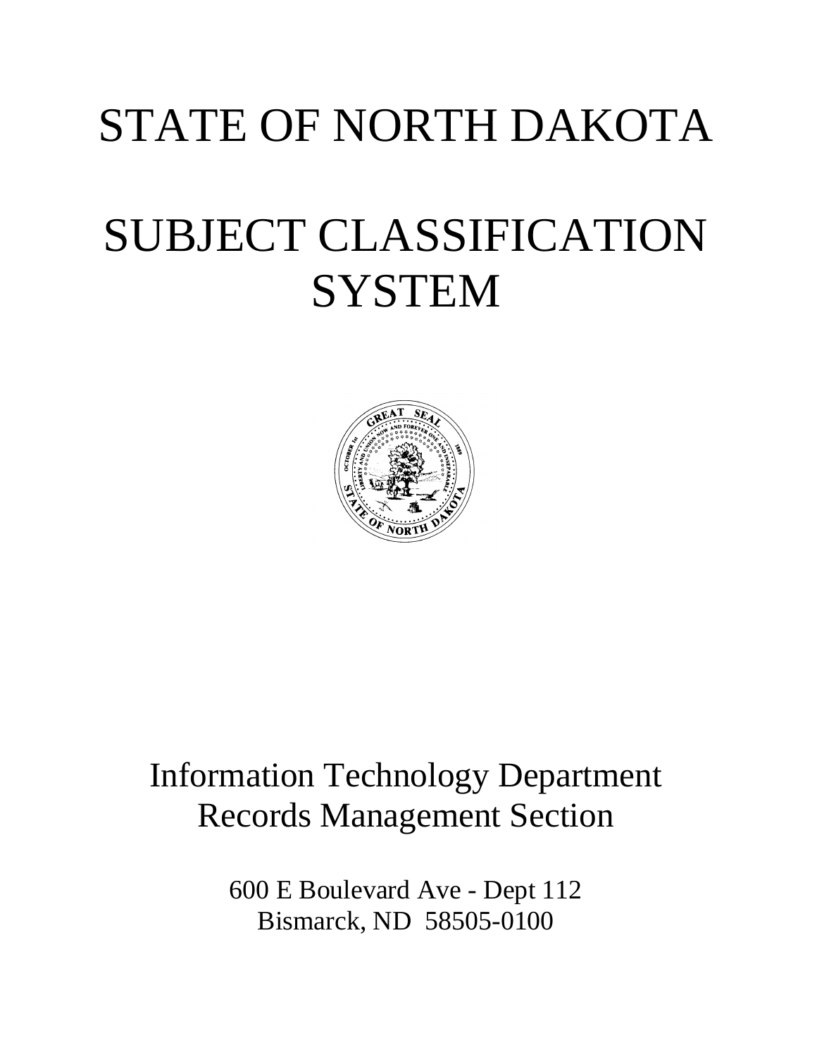# STATE OF NORTH DAKOTA

# SUBJECT CLASSIFICATION SYSTEM

Information Technology Department
Records Management Section

600 E Boulevard Ave - Dept 112
Bismarck, ND 58505-0100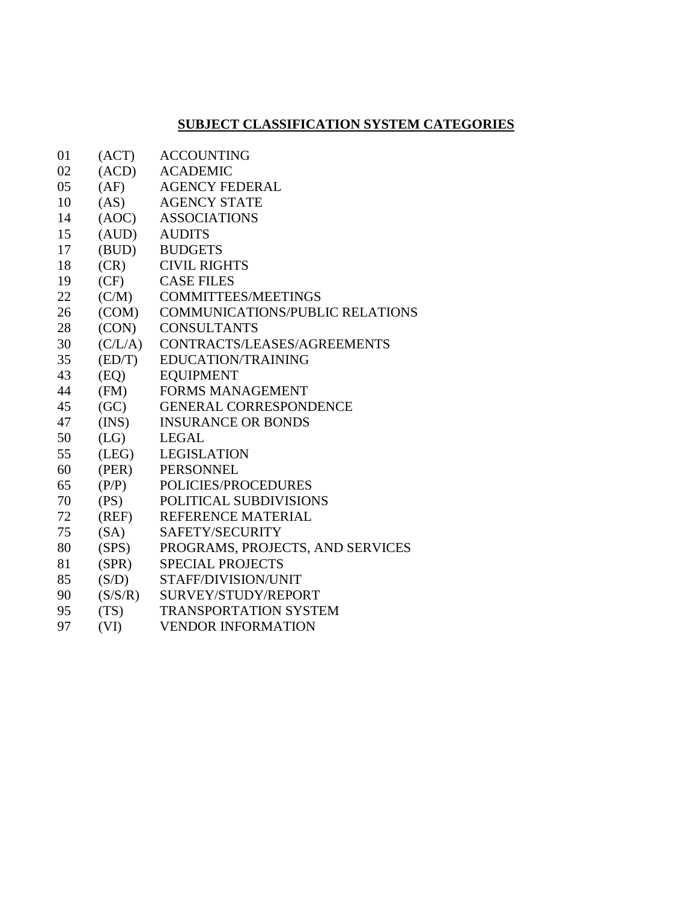## SUBJECT CLASSIFICATION SYSTEM CATEGORIES

| | | |
|---|---|---|
| 01 | (ACT) | ACCOUNTING |
| 02 | (ACD) | ACADEMIC |
| 05 | (AF) | AGENCY FEDERAL |
| 10 | (AS) | AGENCY STATE |
| 14 | (AOC) | ASSOCIATIONS |
| 15 | (AUD) | AUDITS |
| 17 | (BUD) | BUDGETS |
| 18 | (CR) | CIVIL RIGHTS |
| 19 | (CF) | CASE FILES |
| 22 | (C/M) | COMMITTEES/MEETINGS |
| 26 | (COM) | COMMUNICATIONS/PUBLIC RELATIONS |
| 28 | (CON) | CONSULTANTS |
| 30 | (C/L/A) | CONTRACTS/LEASES/AGREEMENTS |
| 35 | (ED/T) | EDUCATION/TRAINING |
| 43 | (EQ) | EQUIPMENT |
| 44 | (FM) | FORMS MANAGEMENT |
| 45 | (GC) | GENERAL CORRESPONDENCE |
| 47 | (INS) | INSURANCE OR BONDS |
| 50 | (LG) | LEGAL |
| 55 | (LEG) | LEGISLATION |
| 60 | (PER) | PERSONNEL |
| 65 | (P/P) | POLICIES/PROCEDURES |
| 70 | (PS) | POLITICAL SUBDIVISIONS |
| 72 | (REF) | REFERENCE MATERIAL |
| 75 | (SA) | SAFETY/SECURITY |
| 80 | (SPS) | PROGRAMS, PROJECTS, AND SERVICES |
| 81 | (SPR) | SPECIAL PROJECTS |
| 85 | (S/D) | STAFF/DIVISION/UNIT |
| 90 | (S/S/R) | SURVEY/STUDY/REPORT |
| 95 | (TS) | TRANSPORTATION SYSTEM |
| 97 | (VI) | VENDOR INFORMATION |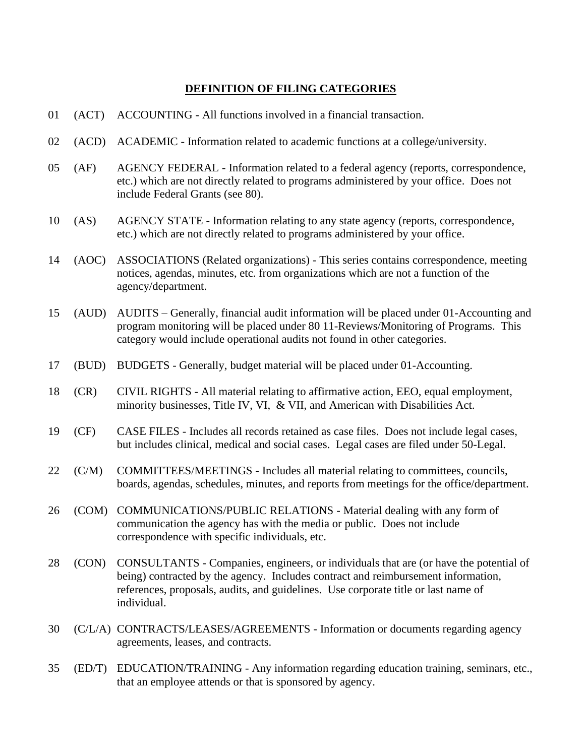## DEFINITION OF FILING CATEGORIES

01 (ACT) ACCOUNTING - All functions involved in a financial transaction.

02 (ACD) ACADEMIC - Information related to academic functions at a college/university.

05 (AF) AGENCY FEDERAL - Information related to a federal agency (reports, correspondence, etc.) which are not directly related to programs administered by your office. Does not include Federal Grants (see 80).

10 (AS) AGENCY STATE - Information relating to any state agency (reports, correspondence, etc.) which are not directly related to programs administered by your office.

14 (AOC) ASSOCIATIONS (Related organizations) - This series contains correspondence, meeting notices, agendas, minutes, etc. from organizations which are not a function of the agency/department.

15 (AUD) AUDITS – Generally, financial audit information will be placed under 01-Accounting and program monitoring will be placed under 80 11-Reviews/Monitoring of Programs. This category would include operational audits not found in other categories.

17 (BUD) BUDGETS - Generally, budget material will be placed under 01-Accounting.

18 (CR) CIVIL RIGHTS - All material relating to affirmative action, EEO, equal employment, minority businesses, Title IV, VI, & VII, and American with Disabilities Act.

19 (CF) CASE FILES - Includes all records retained as case files. Does not include legal cases, but includes clinical, medical and social cases. Legal cases are filed under 50-Legal.

22 (C/M) COMMITTEES/MEETINGS - Includes all material relating to committees, councils, boards, agendas, schedules, minutes, and reports from meetings for the office/department.

26 (COM) COMMUNICATIONS/PUBLIC RELATIONS - Material dealing with any form of communication the agency has with the media or public. Does not include correspondence with specific individuals, etc.

28 (CON) CONSULTANTS - Companies, engineers, or individuals that are (or have the potential of being) contracted by the agency. Includes contract and reimbursement information, references, proposals, audits, and guidelines. Use corporate title or last name of individual.

30 (C/L/A) CONTRACTS/LEASES/AGREEMENTS - Information or documents regarding agency agreements, leases, and contracts.

35 (ED/T) EDUCATION/TRAINING - Any information regarding education training, seminars, etc., that an employee attends or that is sponsored by agency.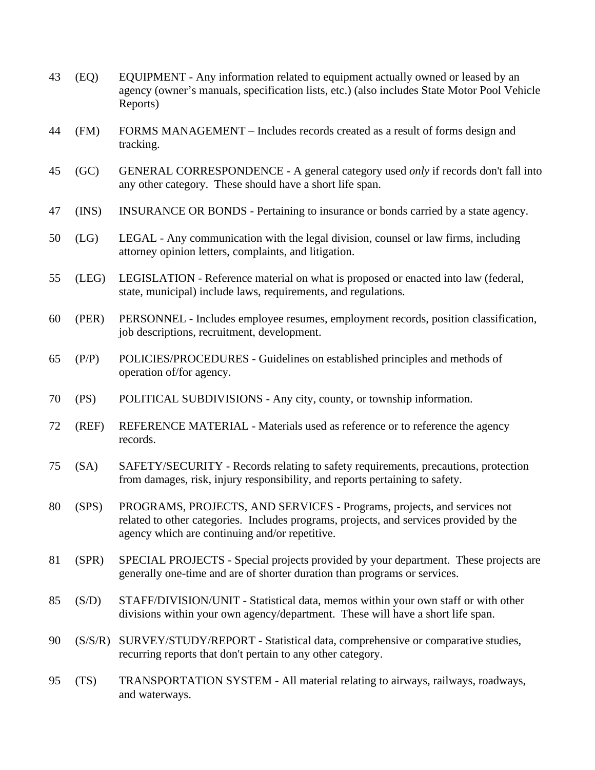43 (EQ) EQUIPMENT - Any information related to equipment actually owned or leased by an agency (owner's manuals, specification lists, etc.) (also includes State Motor Pool Vehicle Reports)

44 (FM) FORMS MANAGEMENT – Includes records created as a result of forms design and tracking.

45 (GC) GENERAL CORRESPONDENCE - A general category used *only* if records don't fall into any other category. These should have a short life span.

47 (INS) INSURANCE OR BONDS - Pertaining to insurance or bonds carried by a state agency.

50 (LG) LEGAL - Any communication with the legal division, counsel or law firms, including attorney opinion letters, complaints, and litigation.

55 (LEG) LEGISLATION - Reference material on what is proposed or enacted into law (federal, state, municipal) include laws, requirements, and regulations.

60 (PER) PERSONNEL - Includes employee resumes, employment records, position classification, job descriptions, recruitment, development.

65 (P/P) POLICIES/PROCEDURES - Guidelines on established principles and methods of operation of/for agency.

70 (PS) POLITICAL SUBDIVISIONS - Any city, county, or township information.

72 (REF) REFERENCE MATERIAL - Materials used as reference or to reference the agency records.

75 (SA) SAFETY/SECURITY - Records relating to safety requirements, precautions, protection from damages, risk, injury responsibility, and reports pertaining to safety.

80 (SPS) PROGRAMS, PROJECTS, AND SERVICES - Programs, projects, and services not related to other categories. Includes programs, projects, and services provided by the agency which are continuing and/or repetitive.

81 (SPR) SPECIAL PROJECTS - Special projects provided by your department. These projects are generally one-time and are of shorter duration than programs or services.

85 (S/D) STAFF/DIVISION/UNIT - Statistical data, memos within your own staff or with other divisions within your own agency/department. These will have a short life span.

90 (S/S/R) SURVEY/STUDY/REPORT - Statistical data, comprehensive or comparative studies, recurring reports that don't pertain to any other category.

95 (TS) TRANSPORTATION SYSTEM - All material relating to airways, railways, roadways, and waterways.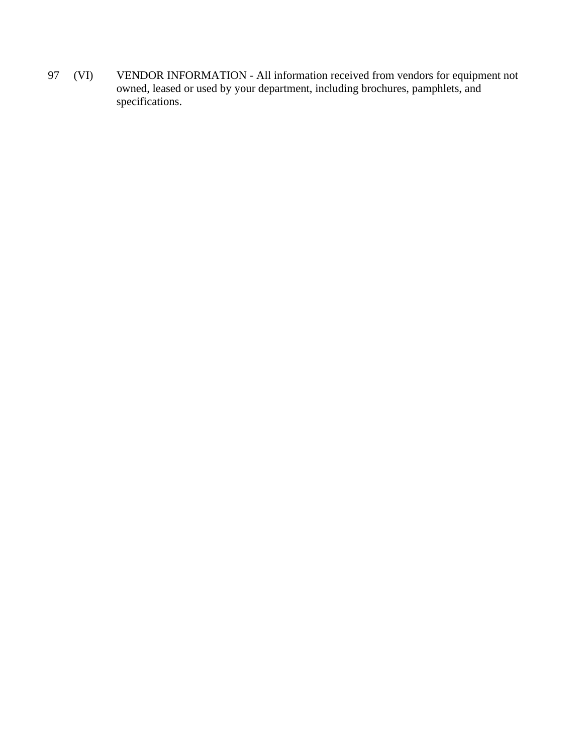97 (VI) VENDOR INFORMATION - All information received from vendors for equipment not owned, leased or used by your department, including brochures, pamphlets, and specifications.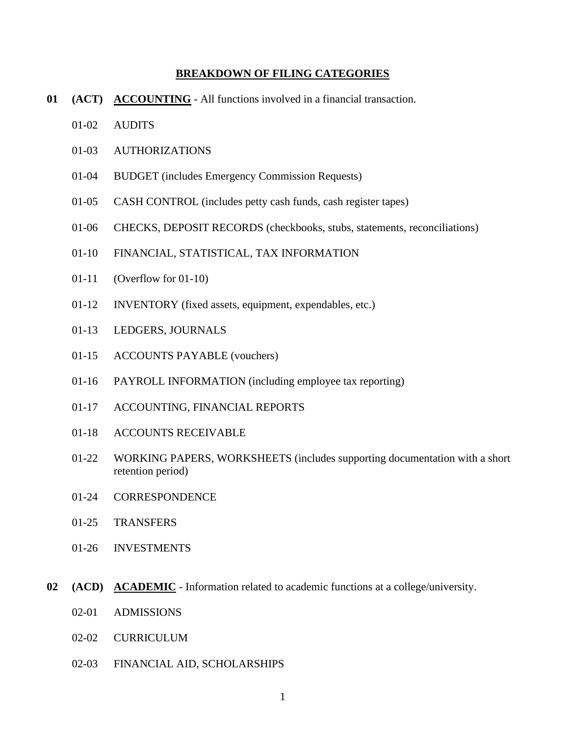## BREAKDOWN OF FILING CATEGORIES

**01 (ACT) ACCOUNTING** - All functions involved in a financial transaction.

- 01-02 AUDITS
- 01-03 AUTHORIZATIONS
- 01-04 BUDGET (includes Emergency Commission Requests)
- 01-05 CASH CONTROL (includes petty cash funds, cash register tapes)
- 01-06 CHECKS, DEPOSIT RECORDS (checkbooks, stubs, statements, reconciliations)
- 01-10 FINANCIAL, STATISTICAL, TAX INFORMATION
- 01-11 (Overflow for 01-10)
- 01-12 INVENTORY (fixed assets, equipment, expendables, etc.)
- 01-13 LEDGERS, JOURNALS
- 01-15 ACCOUNTS PAYABLE (vouchers)
- 01-16 PAYROLL INFORMATION (including employee tax reporting)
- 01-17 ACCOUNTING, FINANCIAL REPORTS
- 01-18 ACCOUNTS RECEIVABLE
- 01-22 WORKING PAPERS, WORKSHEETS (includes supporting documentation with a short retention period)
- 01-24 CORRESPONDENCE
- 01-25 TRANSFERS
- 01-26 INVESTMENTS

**02 (ACD) ACADEMIC** - Information related to academic functions at a college/university.

- 02-01 ADMISSIONS
- 02-02 CURRICULUM
- 02-03 FINANCIAL AID, SCHOLARSHIPS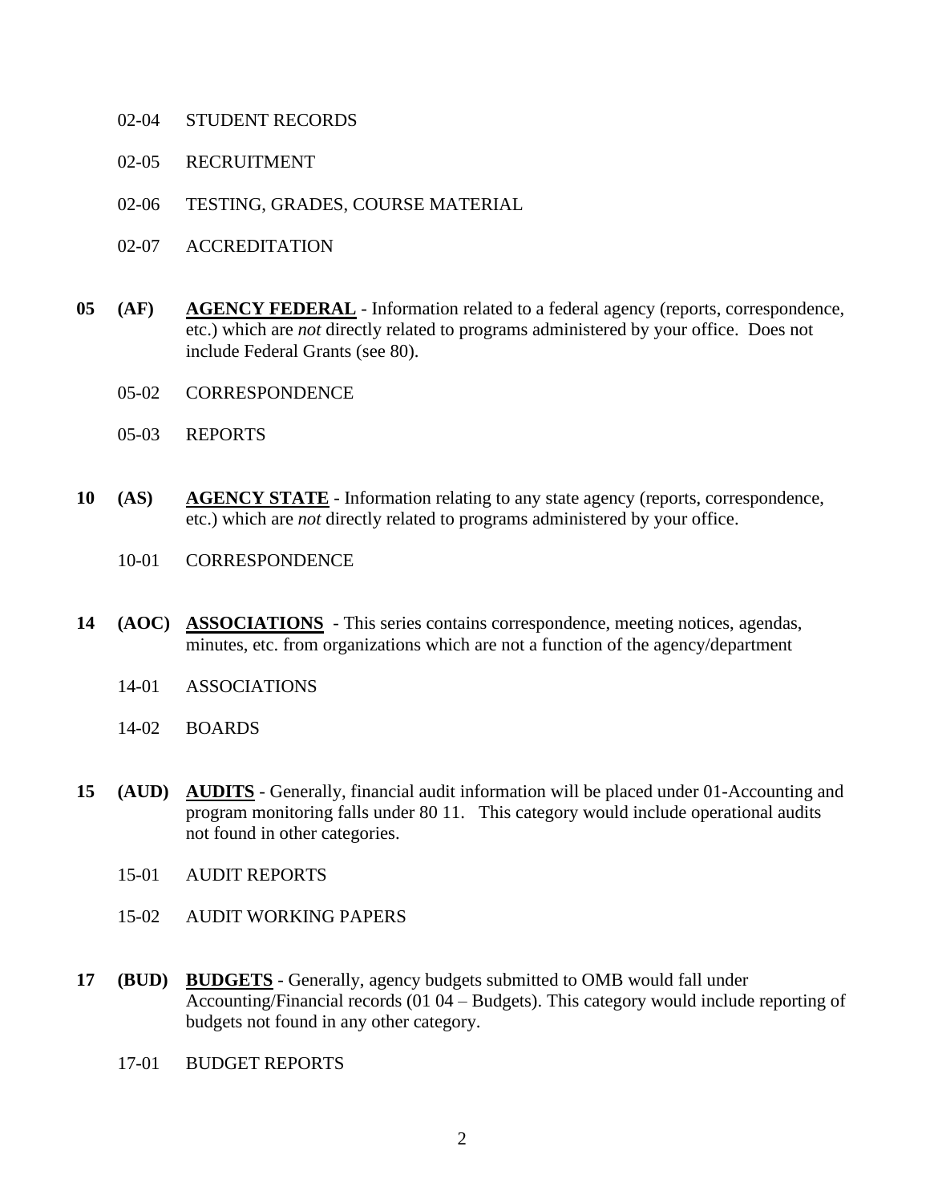02-04 STUDENT RECORDS

02-05 RECRUITMENT

02-06 TESTING, GRADES, COURSE MATERIAL

02-07 ACCREDITATION

**05 (AF) <u>AGENCY FEDERAL</u>** - Information related to a federal agency (reports, correspondence, etc.) which are *not* directly related to programs administered by your office. Does not include Federal Grants (see 80).

05-02 CORRESPONDENCE

05-03 REPORTS

**10 (AS) <u>AGENCY STATE</u>** - Information relating to any state agency (reports, correspondence, etc.) which are *not* directly related to programs administered by your office.

10-01 CORRESPONDENCE

**14 (AOC) <u>ASSOCIATIONS</u>** - This series contains correspondence, meeting notices, agendas, minutes, etc. from organizations which are not a function of the agency/department

14-01 ASSOCIATIONS

14-02 BOARDS

**15 (AUD) <u>AUDITS</u>** - Generally, financial audit information will be placed under 01-Accounting and program monitoring falls under 80 11. This category would include operational audits not found in other categories.

15-01 AUDIT REPORTS

15-02 AUDIT WORKING PAPERS

**17 (BUD) <u>BUDGETS</u>** - Generally, agency budgets submitted to OMB would fall under Accounting/Financial records (01 04 – Budgets). This category would include reporting of budgets not found in any other category.

17-01 BUDGET REPORTS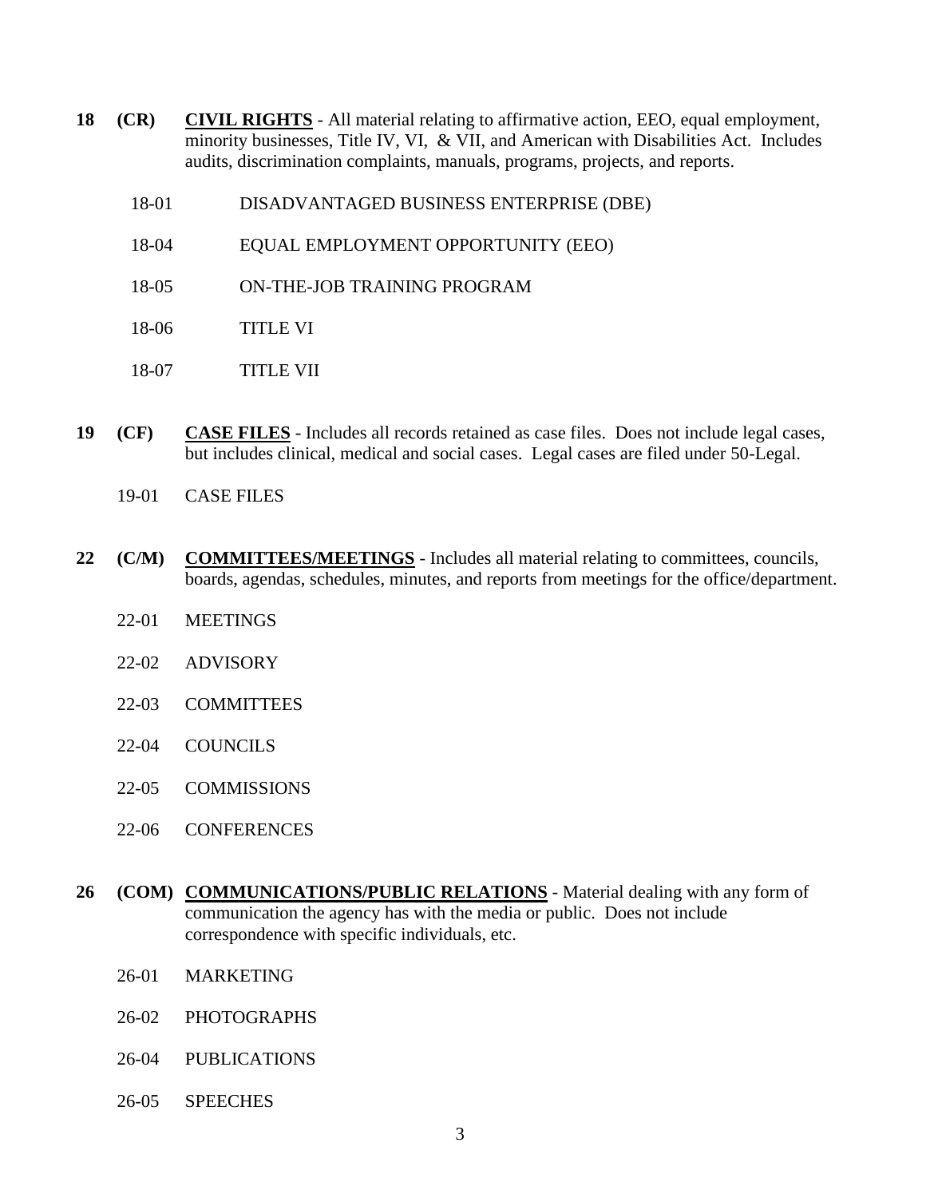**18 (CR) CIVIL RIGHTS** - All material relating to affirmative action, EEO, equal employment, minority businesses, Title IV, VI, & VII, and American with Disabilities Act. Includes audits, discrimination complaints, manuals, programs, projects, and reports.

- 18-01 DISADVANTAGED BUSINESS ENTERPRISE (DBE)
- 18-04 EQUAL EMPLOYMENT OPPORTUNITY (EEO)
- 18-05 ON-THE-JOB TRAINING PROGRAM
- 18-06 TITLE VI
- 18-07 TITLE VII

**19 (CF) CASE FILES** - Includes all records retained as case files. Does not include legal cases, but includes clinical, medical and social cases. Legal cases are filed under 50-Legal.

- 19-01 CASE FILES

**22 (C/M) COMMITTEES/MEETINGS** - Includes all material relating to committees, councils, boards, agendas, schedules, minutes, and reports from meetings for the office/department.

- 22-01 MEETINGS
- 22-02 ADVISORY
- 22-03 COMMITTEES
- 22-04 COUNCILS
- 22-05 COMMISSIONS
- 22-06 CONFERENCES

**26 (COM) COMMUNICATIONS/PUBLIC RELATIONS** - Material dealing with any form of communication the agency has with the media or public. Does not include correspondence with specific individuals, etc.

- 26-01 MARKETING
- 26-02 PHOTOGRAPHS
- 26-04 PUBLICATIONS
- 26-05 SPEECHES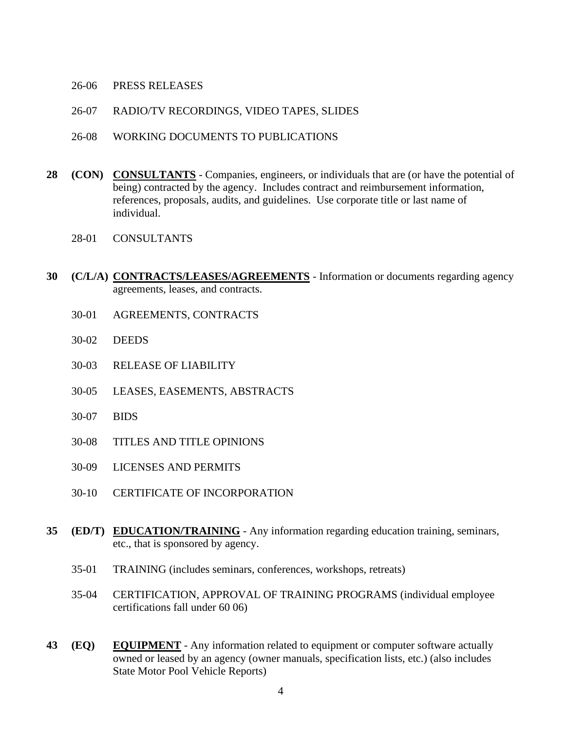26-06 PRESS RELEASES

26-07 RADIO/TV RECORDINGS, VIDEO TAPES, SLIDES

26-08 WORKING DOCUMENTS TO PUBLICATIONS

**28 (CON) <u>CONSULTANTS</u>** - Companies, engineers, or individuals that are (or have the potential of being) contracted by the agency. Includes contract and reimbursement information, references, proposals, audits, and guidelines. Use corporate title or last name of individual.

28-01 CONSULTANTS

**30 (C/L/A) <u>CONTRACTS/LEASES/AGREEMENTS</u>** - Information or documents regarding agency agreements, leases, and contracts.

30-01 AGREEMENTS, CONTRACTS

30-02 DEEDS

30-03 RELEASE OF LIABILITY

30-05 LEASES, EASEMENTS, ABSTRACTS

30-07 BIDS

30-08 TITLES AND TITLE OPINIONS

30-09 LICENSES AND PERMITS

30-10 CERTIFICATE OF INCORPORATION

**35 (ED/T) <u>EDUCATION/TRAINING</u>** - Any information regarding education training, seminars, etc., that is sponsored by agency.

35-01 TRAINING (includes seminars, conferences, workshops, retreats)

35-04 CERTIFICATION, APPROVAL OF TRAINING PROGRAMS (individual employee certifications fall under 60 06)

**43 (EQ) <u>EQUIPMENT</u>** - Any information related to equipment or computer software actually owned or leased by an agency (owner manuals, specification lists, etc.) (also includes State Motor Pool Vehicle Reports)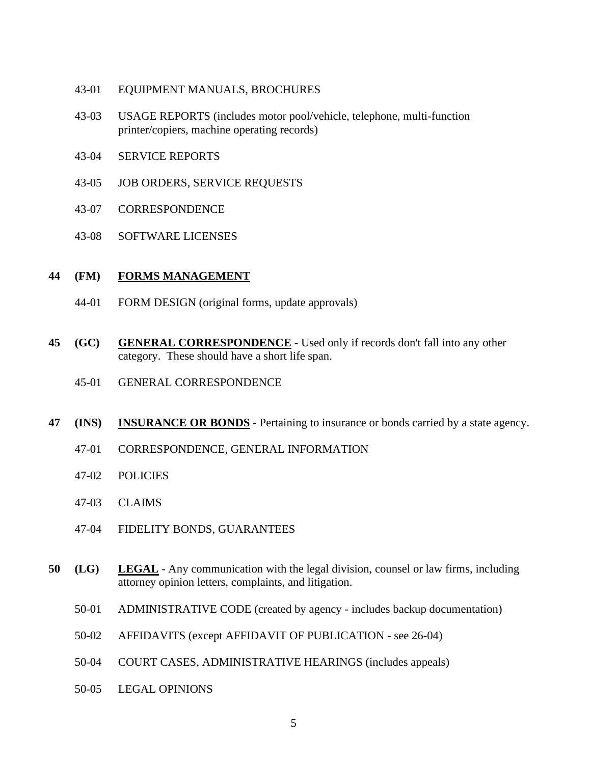43-01 EQUIPMENT MANUALS, BROCHURES

43-03 USAGE REPORTS (includes motor pool/vehicle, telephone, multi-function printer/copiers, machine operating records)

43-04 SERVICE REPORTS

43-05 JOB ORDERS, SERVICE REQUESTS

43-07 CORRESPONDENCE

43-08 SOFTWARE LICENSES

**44 (FM) <u>FORMS MANAGEMENT</u>**

44-01 FORM DESIGN (original forms, update approvals)

**45 (GC) <u>GENERAL CORRESPONDENCE</u>** - Used only if records don't fall into any other category. These should have a short life span.

45-01 GENERAL CORRESPONDENCE

**47 (INS) <u>INSURANCE OR BONDS</u>** - Pertaining to insurance or bonds carried by a state agency.

47-01 CORRESPONDENCE, GENERAL INFORMATION

47-02 POLICIES

47-03 CLAIMS

47-04 FIDELITY BONDS, GUARANTEES

**50 (LG) <u>LEGAL</u>** - Any communication with the legal division, counsel or law firms, including attorney opinion letters, complaints, and litigation.

50-01 ADMINISTRATIVE CODE (created by agency - includes backup documentation)

50-02 AFFIDAVITS (except AFFIDAVIT OF PUBLICATION - see 26-04)

50-04 COURT CASES, ADMINISTRATIVE HEARINGS (includes appeals)

50-05 LEGAL OPINIONS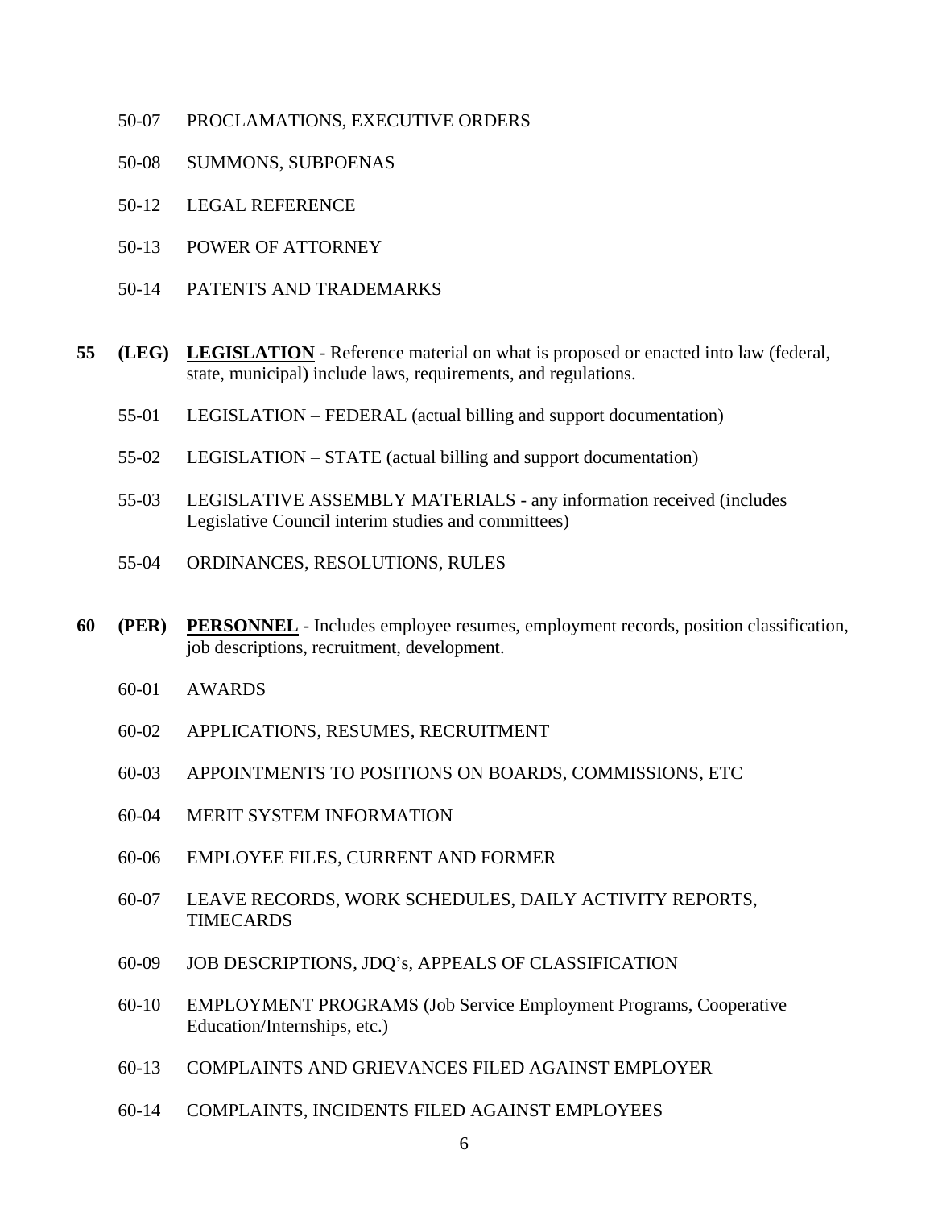50-07 PROCLAMATIONS, EXECUTIVE ORDERS

50-08 SUMMONS, SUBPOENAS

50-12 LEGAL REFERENCE

50-13 POWER OF ATTORNEY

50-14 PATENTS AND TRADEMARKS

**55 (LEG) <u>LEGISLATION</u>** - Reference material on what is proposed or enacted into law (federal, state, municipal) include laws, requirements, and regulations.

55-01 LEGISLATION – FEDERAL (actual billing and support documentation)

55-02 LEGISLATION – STATE (actual billing and support documentation)

55-03 LEGISLATIVE ASSEMBLY MATERIALS - any information received (includes Legislative Council interim studies and committees)

55-04 ORDINANCES, RESOLUTIONS, RULES

**60 (PER) <u>PERSONNEL</u>** - Includes employee resumes, employment records, position classification, job descriptions, recruitment, development.

60-01 AWARDS

60-02 APPLICATIONS, RESUMES, RECRUITMENT

60-03 APPOINTMENTS TO POSITIONS ON BOARDS, COMMISSIONS, ETC

60-04 MERIT SYSTEM INFORMATION

60-06 EMPLOYEE FILES, CURRENT AND FORMER

60-07 LEAVE RECORDS, WORK SCHEDULES, DAILY ACTIVITY REPORTS, TIMECARDS

60-09 JOB DESCRIPTIONS, JDQ's, APPEALS OF CLASSIFICATION

60-10 EMPLOYMENT PROGRAMS (Job Service Employment Programs, Cooperative Education/Internships, etc.)

60-13 COMPLAINTS AND GRIEVANCES FILED AGAINST EMPLOYER

60-14 COMPLAINTS, INCIDENTS FILED AGAINST EMPLOYEES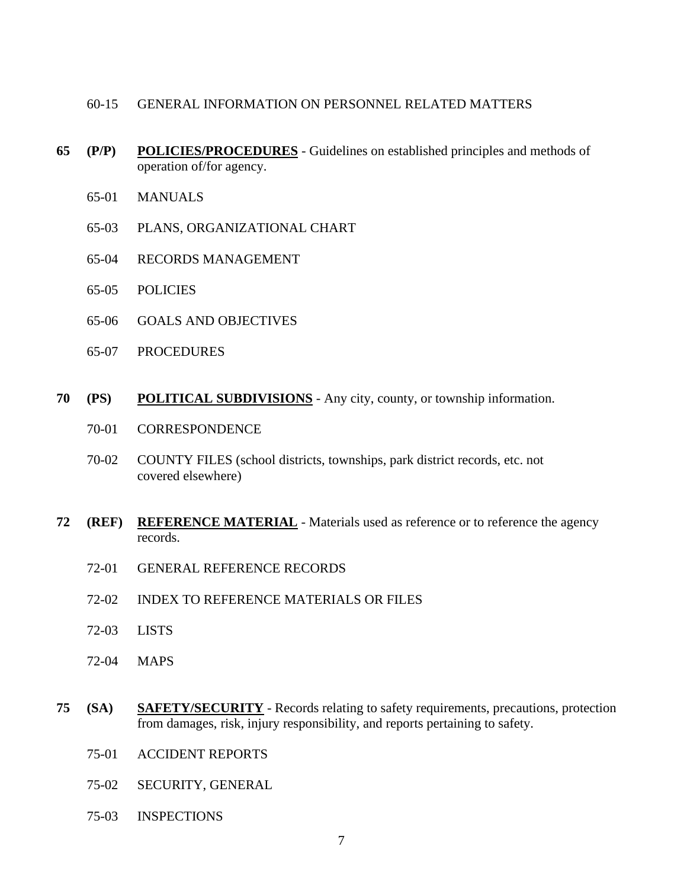60-15 GENERAL INFORMATION ON PERSONNEL RELATED MATTERS

**65 (P/P) POLICIES/PROCEDURES** - Guidelines on established principles and methods of operation of/for agency.

65-01 MANUALS

65-03 PLANS, ORGANIZATIONAL CHART

65-04 RECORDS MANAGEMENT

65-05 POLICIES

65-06 GOALS AND OBJECTIVES

65-07 PROCEDURES

**70 (PS) POLITICAL SUBDIVISIONS** - Any city, county, or township information.

70-01 CORRESPONDENCE

70-02 COUNTY FILES (school districts, townships, park district records, etc. not covered elsewhere)

**72 (REF) REFERENCE MATERIAL** - Materials used as reference or to reference the agency records.

72-01 GENERAL REFERENCE RECORDS

72-02 INDEX TO REFERENCE MATERIALS OR FILES

72-03 LISTS

72-04 MAPS

**75 (SA) SAFETY/SECURITY** - Records relating to safety requirements, precautions, protection from damages, risk, injury responsibility, and reports pertaining to safety.

75-01 ACCIDENT REPORTS

75-02 SECURITY, GENERAL

75-03 INSPECTIONS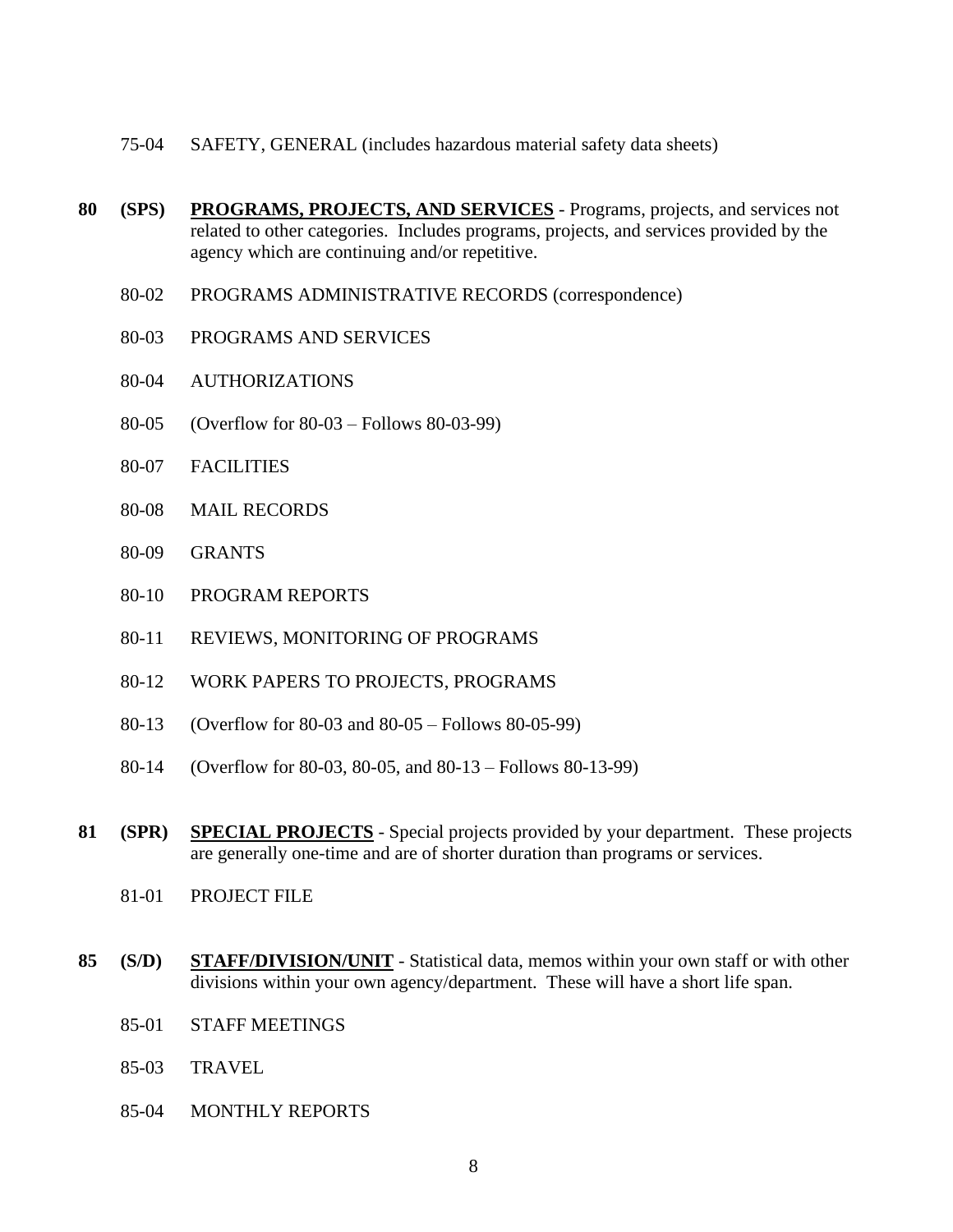75-04 SAFETY, GENERAL (includes hazardous material safety data sheets)

**80 (SPS) <u>PROGRAMS, PROJECTS, AND SERVICES</u>** - Programs, projects, and services not related to other categories. Includes programs, projects, and services provided by the agency which are continuing and/or repetitive.

80-02 PROGRAMS ADMINISTRATIVE RECORDS (correspondence)

80-03 PROGRAMS AND SERVICES

80-04 AUTHORIZATIONS

80-05 (Overflow for 80-03 – Follows 80-03-99)

80-07 FACILITIES

80-08 MAIL RECORDS

80-09 GRANTS

80-10 PROGRAM REPORTS

80-11 REVIEWS, MONITORING OF PROGRAMS

80-12 WORK PAPERS TO PROJECTS, PROGRAMS

80-13 (Overflow for 80-03 and 80-05 – Follows 80-05-99)

80-14 (Overflow for 80-03, 80-05, and 80-13 – Follows 80-13-99)

**81 (SPR) <u>SPECIAL PROJECTS</u>** - Special projects provided by your department. These projects are generally one-time and are of shorter duration than programs or services.

81-01 PROJECT FILE

**85 (S/D) <u>STAFF/DIVISION/UNIT</u>** - Statistical data, memos within your own staff or with other divisions within your own agency/department. These will have a short life span.

85-01 STAFF MEETINGS

85-03 TRAVEL

85-04 MONTHLY REPORTS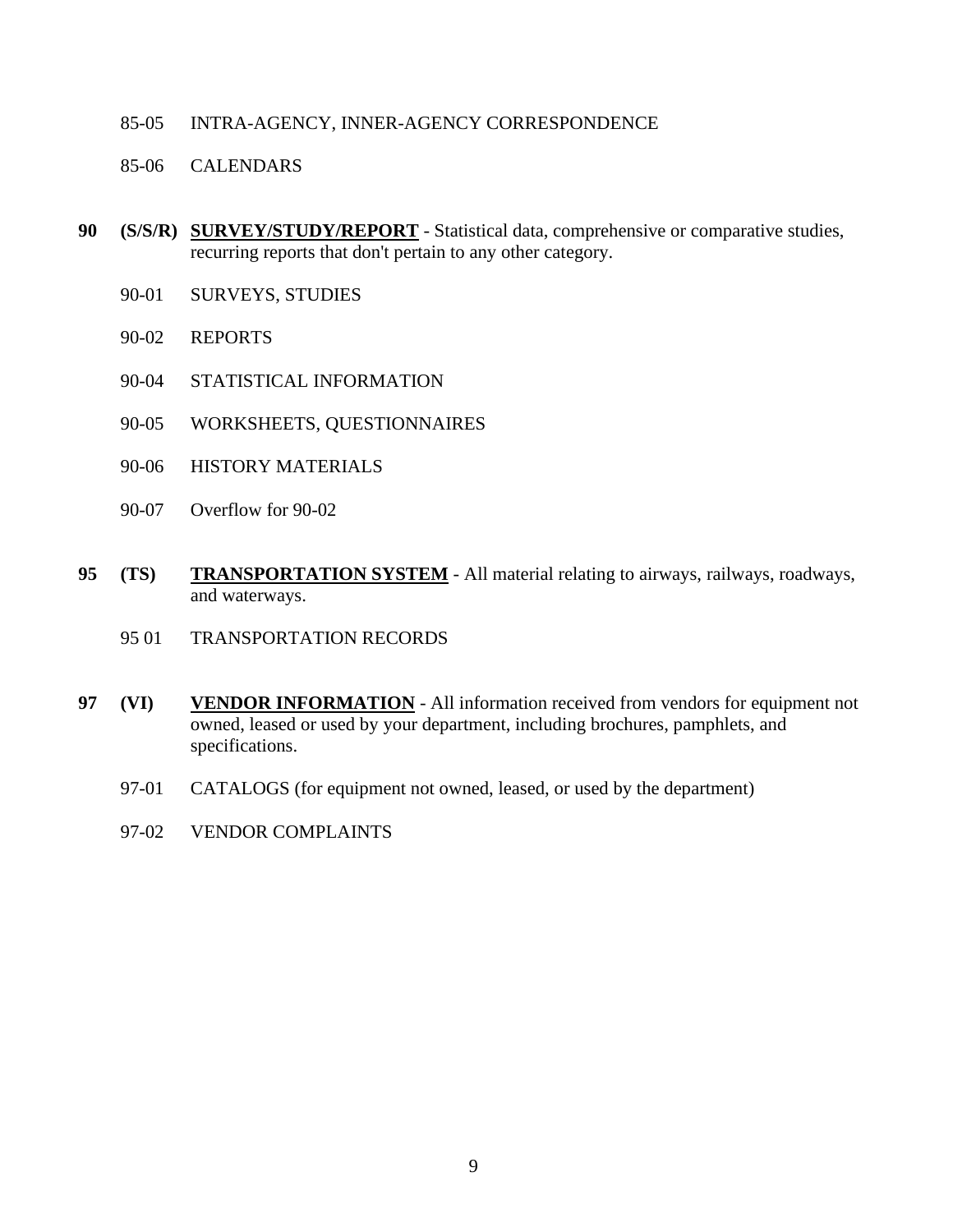85-05 INTRA-AGENCY, INNER-AGENCY CORRESPONDENCE

85-06 CALENDARS

**90 (S/S/R) SURVEY/STUDY/REPORT** - Statistical data, comprehensive or comparative studies, recurring reports that don't pertain to any other category.

90-01 SURVEYS, STUDIES

90-02 REPORTS

90-04 STATISTICAL INFORMATION

90-05 WORKSHEETS, QUESTIONNAIRES

90-06 HISTORY MATERIALS

90-07 Overflow for 90-02

**95 (TS) TRANSPORTATION SYSTEM** - All material relating to airways, railways, roadways, and waterways.

95 01 TRANSPORTATION RECORDS

**97 (VI) VENDOR INFORMATION** - All information received from vendors for equipment not owned, leased or used by your department, including brochures, pamphlets, and specifications.

97-01 CATALOGS (for equipment not owned, leased, or used by the department)

97-02 VENDOR COMPLAINTS